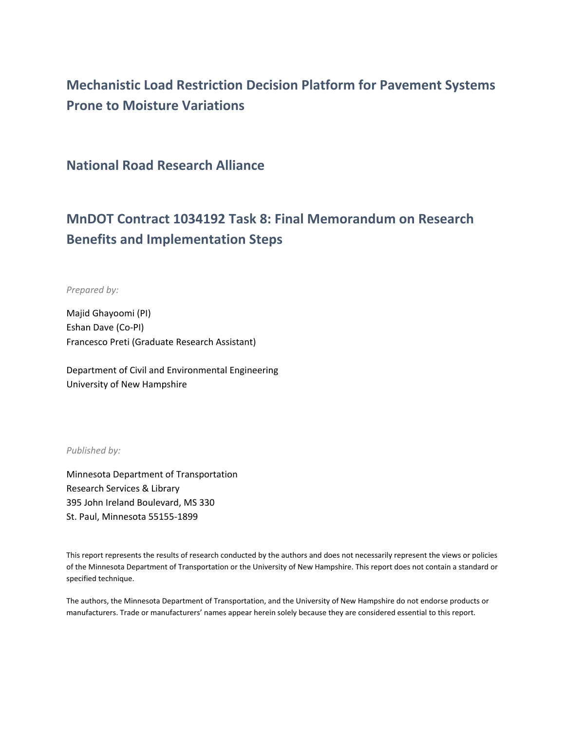# Mechanistic Load Restriction Decision Platform for Pavement Systems Prone to Moisture Variations

## National Road Research Alliance

## MnDOT Contract 1034192 Task 8: Final Memorandum on Research Benefits and Implementation Steps

*Prepared by:*

Majid Ghayoomi (PI)
Eshan Dave (Co-PI)
Francesco Preti (Graduate Research Assistant)

Department of Civil and Environmental Engineering
University of New Hampshire

*Published by:*

Minnesota Department of Transportation
Research Services & Library
395 John Ireland Boulevard, MS 330
St. Paul, Minnesota 55155-1899

This report represents the results of research conducted by the authors and does not necessarily represent the views or policies of the Minnesota Department of Transportation or the University of New Hampshire. This report does not contain a standard or specified technique.

The authors, the Minnesota Department of Transportation, and the University of New Hampshire do not endorse products or manufacturers. Trade or manufacturers' names appear herein solely because they are considered essential to this report.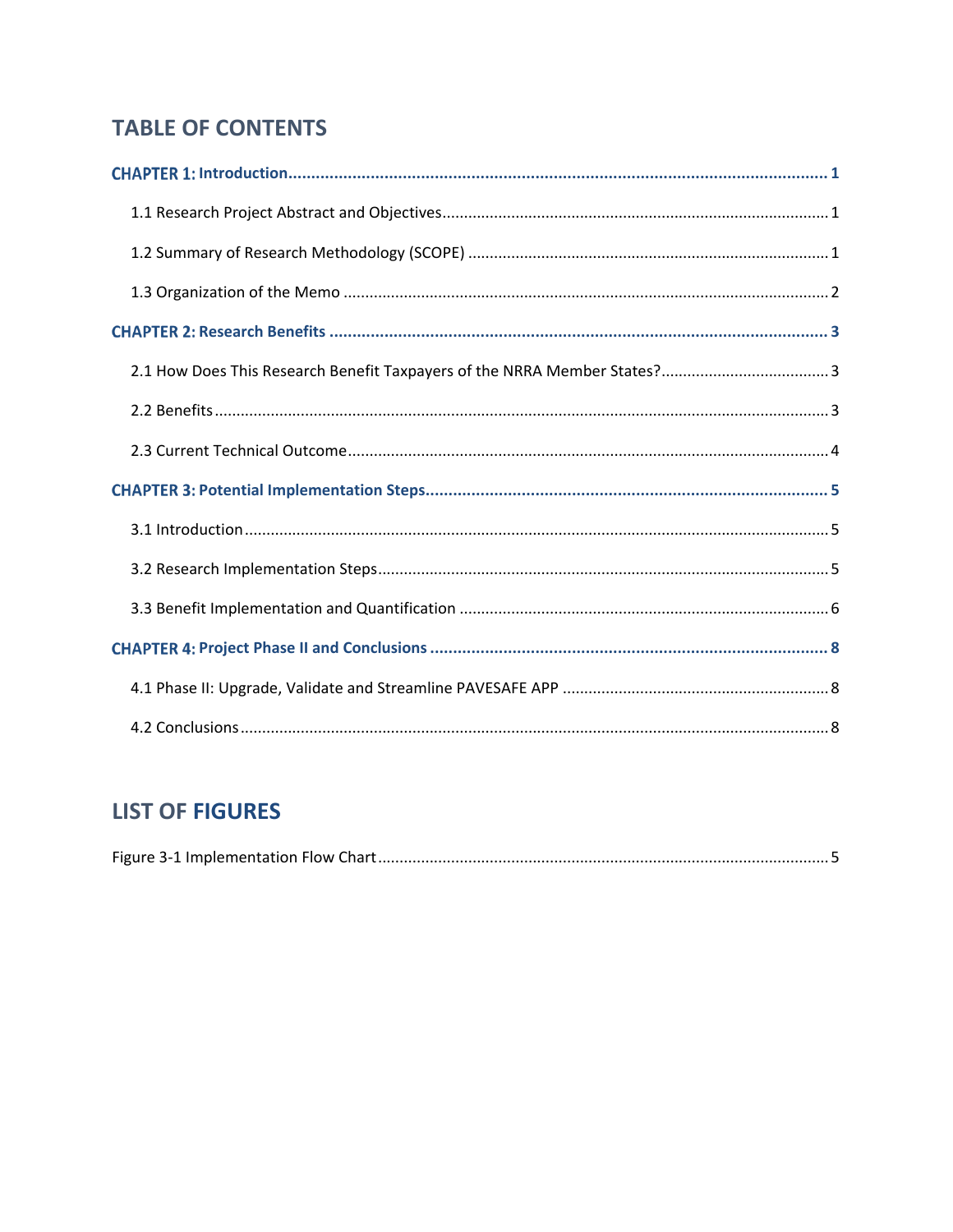# TABLE OF CONTENTS

**CHAPTER 1: Introduction** ..... 1

- 1.1 Research Project Abstract and Objectives ..... 1
- 1.2 Summary of Research Methodology (SCOPE) ..... 1
- 1.3 Organization of the Memo ..... 2

**CHAPTER 2: Research Benefits** ..... 3

- 2.1 How Does This Research Benefit Taxpayers of the NRRA Member States? ..... 3
- 2.2 Benefits ..... 3
- 2.3 Current Technical Outcome ..... 4

**CHAPTER 3: Potential Implementation Steps** ..... 5

- 3.1 Introduction ..... 5
- 3.2 Research Implementation Steps ..... 5
- 3.3 Benefit Implementation and Quantification ..... 6

**CHAPTER 4: Project Phase II and Conclusions** ..... 8

- 4.1 Phase II: Upgrade, Validate and Streamline PAVESAFE APP ..... 8
- 4.2 Conclusions ..... 8

# LIST OF FIGURES

Figure 3-1 Implementation Flow Chart ..... 5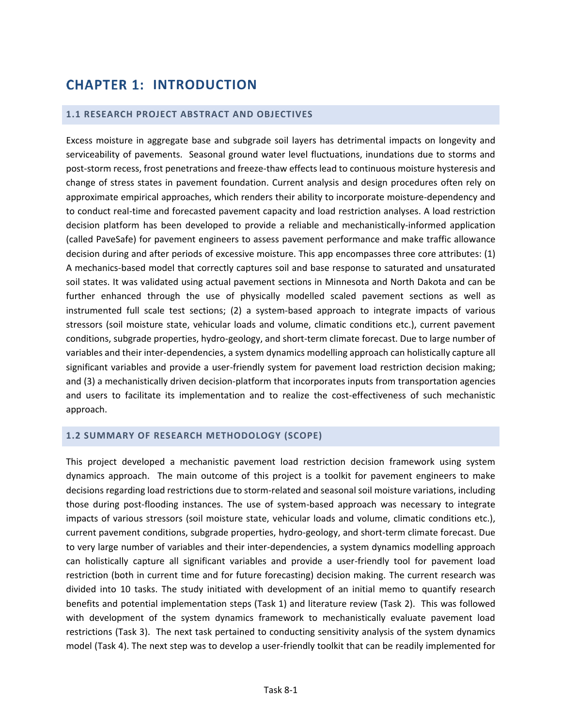# CHAPTER 1: INTRODUCTION

## 1.1 RESEARCH PROJECT ABSTRACT AND OBJECTIVES

Excess moisture in aggregate base and subgrade soil layers has detrimental impacts on longevity and serviceability of pavements. Seasonal ground water level fluctuations, inundations due to storms and post-storm recess, frost penetrations and freeze-thaw effects lead to continuous moisture hysteresis and change of stress states in pavement foundation. Current analysis and design procedures often rely on approximate empirical approaches, which renders their ability to incorporate moisture-dependency and to conduct real-time and forecasted pavement capacity and load restriction analyses. A load restriction decision platform has been developed to provide a reliable and mechanistically-informed application (called PaveSafe) for pavement engineers to assess pavement performance and make traffic allowance decision during and after periods of excessive moisture. This app encompasses three core attributes: (1) A mechanics-based model that correctly captures soil and base response to saturated and unsaturated soil states. It was validated using actual pavement sections in Minnesota and North Dakota and can be further enhanced through the use of physically modelled scaled pavement sections as well as instrumented full scale test sections; (2) a system-based approach to integrate impacts of various stressors (soil moisture state, vehicular loads and volume, climatic conditions etc.), current pavement conditions, subgrade properties, hydro-geology, and short-term climate forecast. Due to large number of variables and their inter-dependencies, a system dynamics modelling approach can holistically capture all significant variables and provide a user-friendly system for pavement load restriction decision making; and (3) a mechanistically driven decision-platform that incorporates inputs from transportation agencies and users to facilitate its implementation and to realize the cost-effectiveness of such mechanistic approach.

## 1.2 SUMMARY OF RESEARCH METHODOLOGY (SCOPE)

This project developed a mechanistic pavement load restriction decision framework using system dynamics approach. The main outcome of this project is a toolkit for pavement engineers to make decisions regarding load restrictions due to storm-related and seasonal soil moisture variations, including those during post-flooding instances. The use of system-based approach was necessary to integrate impacts of various stressors (soil moisture state, vehicular loads and volume, climatic conditions etc.), current pavement conditions, subgrade properties, hydro-geology, and short-term climate forecast. Due to very large number of variables and their inter-dependencies, a system dynamics modelling approach can holistically capture all significant variables and provide a user-friendly tool for pavement load restriction (both in current time and for future forecasting) decision making. The current research was divided into 10 tasks. The study initiated with development of an initial memo to quantify research benefits and potential implementation steps (Task 1) and literature review (Task 2). This was followed with development of the system dynamics framework to mechanistically evaluate pavement load restrictions (Task 3). The next task pertained to conducting sensitivity analysis of the system dynamics model (Task 4). The next step was to develop a user-friendly toolkit that can be readily implemented for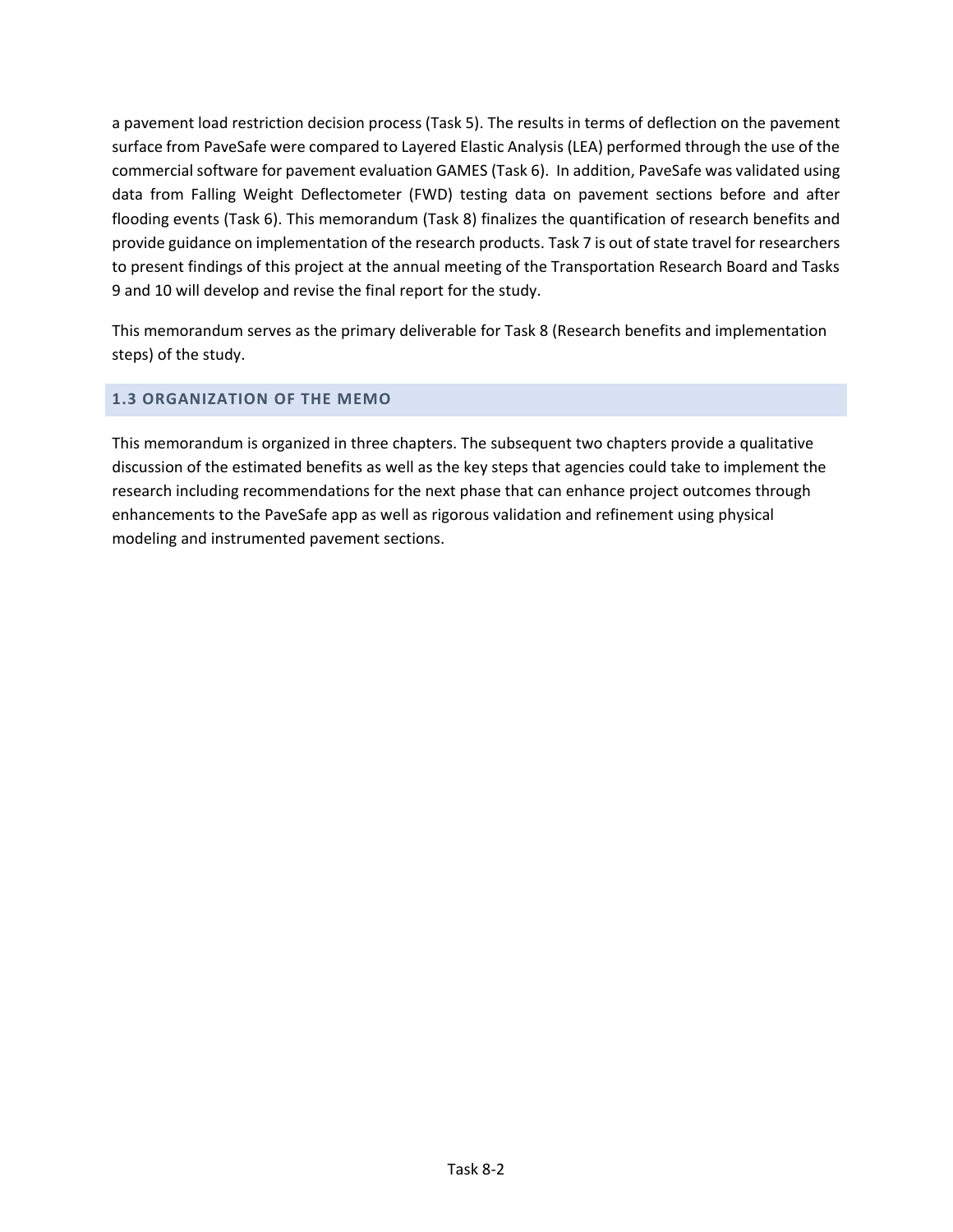a pavement load restriction decision process (Task 5). The results in terms of deflection on the pavement surface from PaveSafe were compared to Layered Elastic Analysis (LEA) performed through the use of the commercial software for pavement evaluation GAMES (Task 6). In addition, PaveSafe was validated using data from Falling Weight Deflectometer (FWD) testing data on pavement sections before and after flooding events (Task 6). This memorandum (Task 8) finalizes the quantification of research benefits and provide guidance on implementation of the research products. Task 7 is out of state travel for researchers to present findings of this project at the annual meeting of the Transportation Research Board and Tasks 9 and 10 will develop and revise the final report for the study.

This memorandum serves as the primary deliverable for Task 8 (Research benefits and implementation steps) of the study.

### 1.3 ORGANIZATION OF THE MEMO

This memorandum is organized in three chapters. The subsequent two chapters provide a qualitative discussion of the estimated benefits as well as the key steps that agencies could take to implement the research including recommendations for the next phase that can enhance project outcomes through enhancements to the PaveSafe app as well as rigorous validation and refinement using physical modeling and instrumented pavement sections.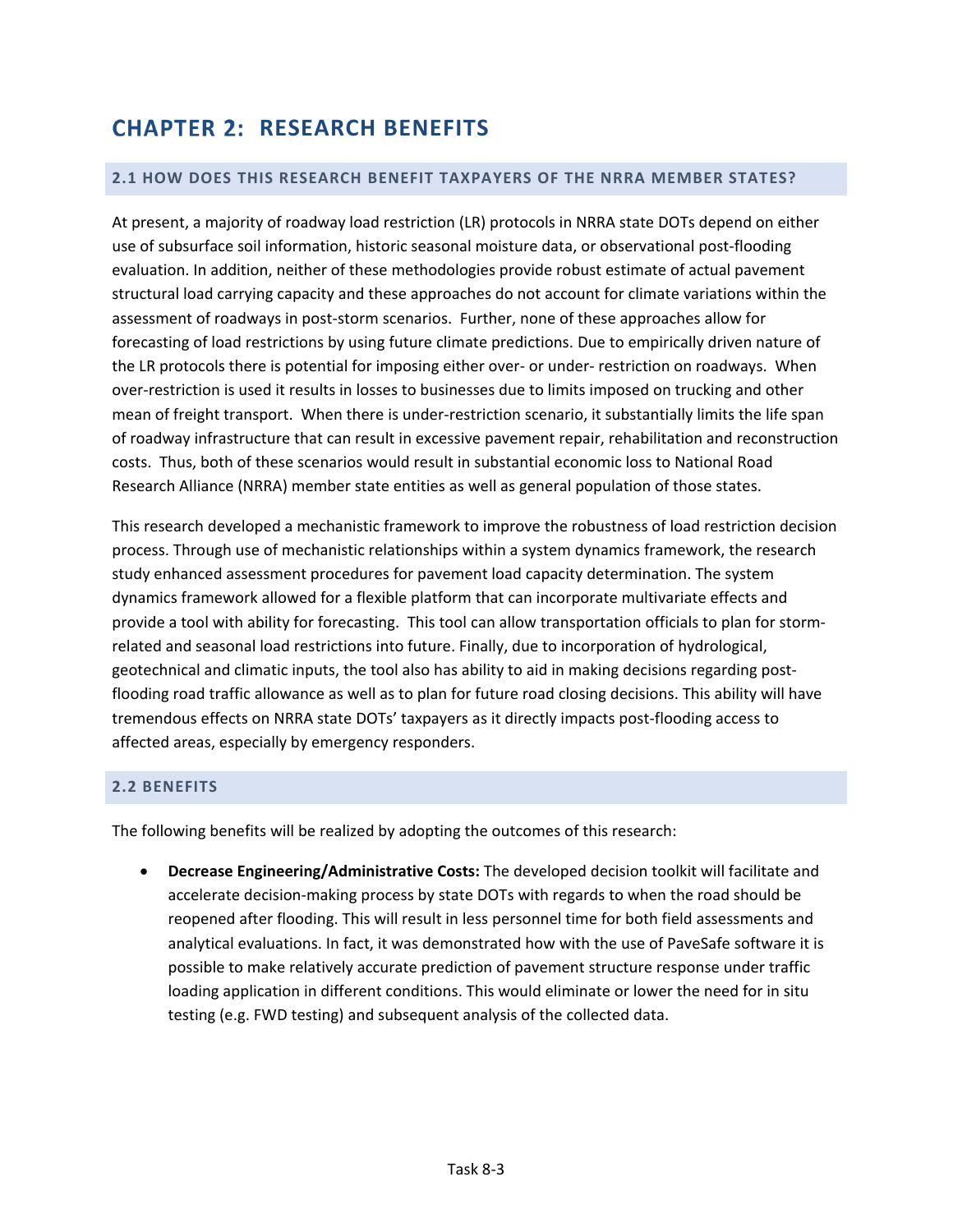# CHAPTER 2: RESEARCH BENEFITS

## 2.1 HOW DOES THIS RESEARCH BENEFIT TAXPAYERS OF THE NRRA MEMBER STATES?

At present, a majority of roadway load restriction (LR) protocols in NRRA state DOTs depend on either use of subsurface soil information, historic seasonal moisture data, or observational post-flooding evaluation. In addition, neither of these methodologies provide robust estimate of actual pavement structural load carrying capacity and these approaches do not account for climate variations within the assessment of roadways in post-storm scenarios. Further, none of these approaches allow for forecasting of load restrictions by using future climate predictions. Due to empirically driven nature of the LR protocols there is potential for imposing either over- or under- restriction on roadways. When over-restriction is used it results in losses to businesses due to limits imposed on trucking and other mean of freight transport. When there is under-restriction scenario, it substantially limits the life span of roadway infrastructure that can result in excessive pavement repair, rehabilitation and reconstruction costs. Thus, both of these scenarios would result in substantial economic loss to National Road Research Alliance (NRRA) member state entities as well as general population of those states.

This research developed a mechanistic framework to improve the robustness of load restriction decision process. Through use of mechanistic relationships within a system dynamics framework, the research study enhanced assessment procedures for pavement load capacity determination. The system dynamics framework allowed for a flexible platform that can incorporate multivariate effects and provide a tool with ability for forecasting. This tool can allow transportation officials to plan for storm-related and seasonal load restrictions into future. Finally, due to incorporation of hydrological, geotechnical and climatic inputs, the tool also has ability to aid in making decisions regarding post-flooding road traffic allowance as well as to plan for future road closing decisions. This ability will have tremendous effects on NRRA state DOTs' taxpayers as it directly impacts post-flooding access to affected areas, especially by emergency responders.

## 2.2 BENEFITS

The following benefits will be realized by adopting the outcomes of this research:

- **Decrease Engineering/Administrative Costs:** The developed decision toolkit will facilitate and accelerate decision-making process by state DOTs with regards to when the road should be reopened after flooding. This will result in less personnel time for both field assessments and analytical evaluations. In fact, it was demonstrated how with the use of PaveSafe software it is possible to make relatively accurate prediction of pavement structure response under traffic loading application in different conditions. This would eliminate or lower the need for in situ testing (e.g. FWD testing) and subsequent analysis of the collected data.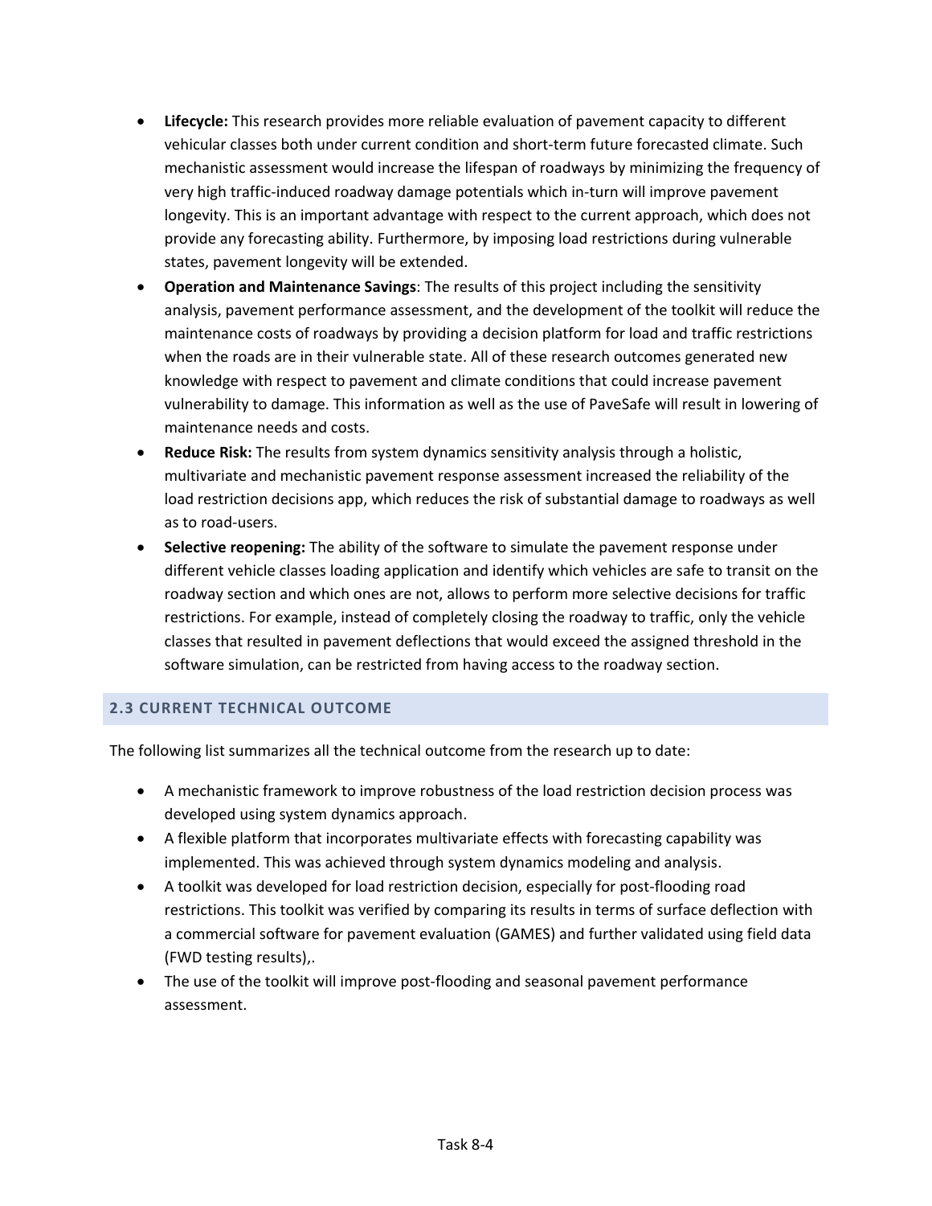- **Lifecycle:** This research provides more reliable evaluation of pavement capacity to different vehicular classes both under current condition and short-term future forecasted climate. Such mechanistic assessment would increase the lifespan of roadways by minimizing the frequency of very high traffic-induced roadway damage potentials which in-turn will improve pavement longevity. This is an important advantage with respect to the current approach, which does not provide any forecasting ability. Furthermore, by imposing load restrictions during vulnerable states, pavement longevity will be extended.
- **Operation and Maintenance Savings**: The results of this project including the sensitivity analysis, pavement performance assessment, and the development of the toolkit will reduce the maintenance costs of roadways by providing a decision platform for load and traffic restrictions when the roads are in their vulnerable state. All of these research outcomes generated new knowledge with respect to pavement and climate conditions that could increase pavement vulnerability to damage. This information as well as the use of PaveSafe will result in lowering of maintenance needs and costs.
- **Reduce Risk:** The results from system dynamics sensitivity analysis through a holistic, multivariate and mechanistic pavement response assessment increased the reliability of the load restriction decisions app, which reduces the risk of substantial damage to roadways as well as to road-users.
- **Selective reopening:** The ability of the software to simulate the pavement response under different vehicle classes loading application and identify which vehicles are safe to transit on the roadway section and which ones are not, allows to perform more selective decisions for traffic restrictions. For example, instead of completely closing the roadway to traffic, only the vehicle classes that resulted in pavement deflections that would exceed the assigned threshold in the software simulation, can be restricted from having access to the roadway section.

## 2.3 CURRENT TECHNICAL OUTCOME

The following list summarizes all the technical outcome from the research up to date:

- A mechanistic framework to improve robustness of the load restriction decision process was developed using system dynamics approach.
- A flexible platform that incorporates multivariate effects with forecasting capability was implemented. This was achieved through system dynamics modeling and analysis.
- A toolkit was developed for load restriction decision, especially for post-flooding road restrictions. This toolkit was verified by comparing its results in terms of surface deflection with a commercial software for pavement evaluation (GAMES) and further validated using field data (FWD testing results),.
- The use of the toolkit will improve post-flooding and seasonal pavement performance assessment.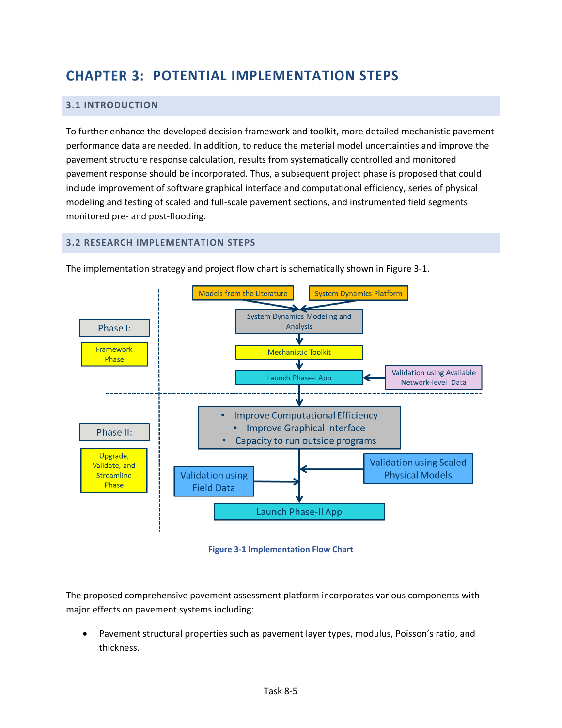# CHAPTER 3: POTENTIAL IMPLEMENTATION STEPS

## 3.1 INTRODUCTION

To further enhance the developed decision framework and toolkit, more detailed mechanistic pavement performance data are needed. In addition, to reduce the material model uncertainties and improve the pavement structure response calculation, results from systematically controlled and monitored pavement response should be incorporated. Thus, a subsequent project phase is proposed that could include improvement of software graphical interface and computational efficiency, series of physical modeling and testing of scaled and full-scale pavement sections, and instrumented field segments monitored pre- and post-flooding.

## 3.2 RESEARCH IMPLEMENTATION STEPS

The implementation strategy and project flow chart is schematically shown in Figure 3-1.

Figure 3-1 Implementation Flow Chart

The proposed comprehensive pavement assessment platform incorporates various components with major effects on pavement systems including:

- Pavement structural properties such as pavement layer types, modulus, Poisson's ratio, and thickness.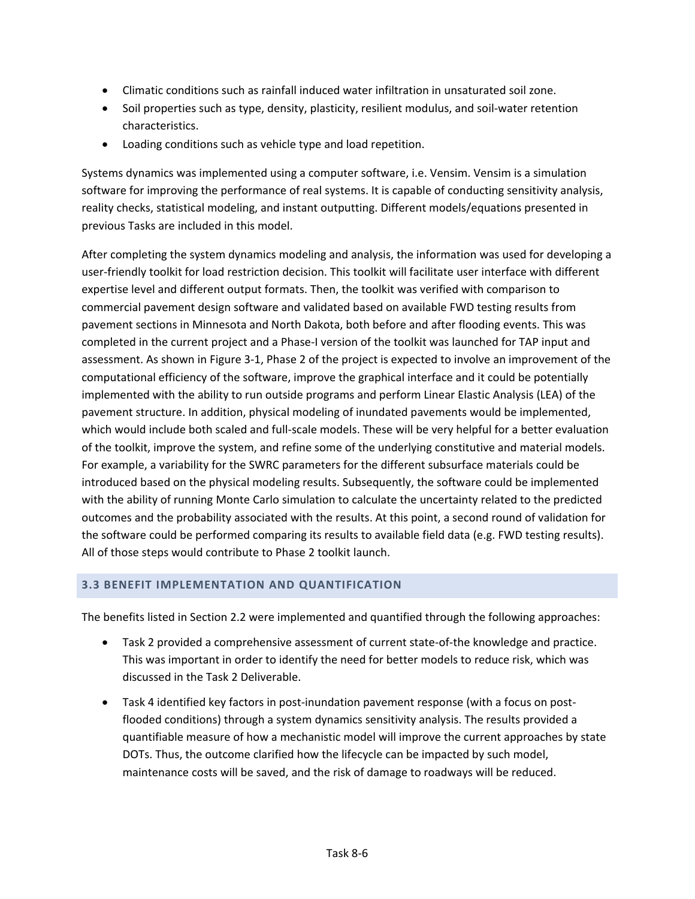- Climatic conditions such as rainfall induced water infiltration in unsaturated soil zone.
- Soil properties such as type, density, plasticity, resilient modulus, and soil-water retention characteristics.
- Loading conditions such as vehicle type and load repetition.

Systems dynamics was implemented using a computer software, i.e. Vensim. Vensim is a simulation software for improving the performance of real systems. It is capable of conducting sensitivity analysis, reality checks, statistical modeling, and instant outputting. Different models/equations presented in previous Tasks are included in this model.

After completing the system dynamics modeling and analysis, the information was used for developing a user-friendly toolkit for load restriction decision. This toolkit will facilitate user interface with different expertise level and different output formats. Then, the toolkit was verified with comparison to commercial pavement design software and validated based on available FWD testing results from pavement sections in Minnesota and North Dakota, both before and after flooding events. This was completed in the current project and a Phase-I version of the toolkit was launched for TAP input and assessment. As shown in Figure 3-1, Phase 2 of the project is expected to involve an improvement of the computational efficiency of the software, improve the graphical interface and it could be potentially implemented with the ability to run outside programs and perform Linear Elastic Analysis (LEA) of the pavement structure. In addition, physical modeling of inundated pavements would be implemented, which would include both scaled and full-scale models. These will be very helpful for a better evaluation of the toolkit, improve the system, and refine some of the underlying constitutive and material models. For example, a variability for the SWRC parameters for the different subsurface materials could be introduced based on the physical modeling results. Subsequently, the software could be implemented with the ability of running Monte Carlo simulation to calculate the uncertainty related to the predicted outcomes and the probability associated with the results. At this point, a second round of validation for the software could be performed comparing its results to available field data (e.g. FWD testing results). All of those steps would contribute to Phase 2 toolkit launch.

## 3.3 BENEFIT IMPLEMENTATION AND QUANTIFICATION

The benefits listed in Section 2.2 were implemented and quantified through the following approaches:

- Task 2 provided a comprehensive assessment of current state-of-the knowledge and practice. This was important in order to identify the need for better models to reduce risk, which was discussed in the Task 2 Deliverable.
- Task 4 identified key factors in post-inundation pavement response (with a focus on post-flooded conditions) through a system dynamics sensitivity analysis. The results provided a quantifiable measure of how a mechanistic model will improve the current approaches by state DOTs. Thus, the outcome clarified how the lifecycle can be impacted by such model, maintenance costs will be saved, and the risk of damage to roadways will be reduced.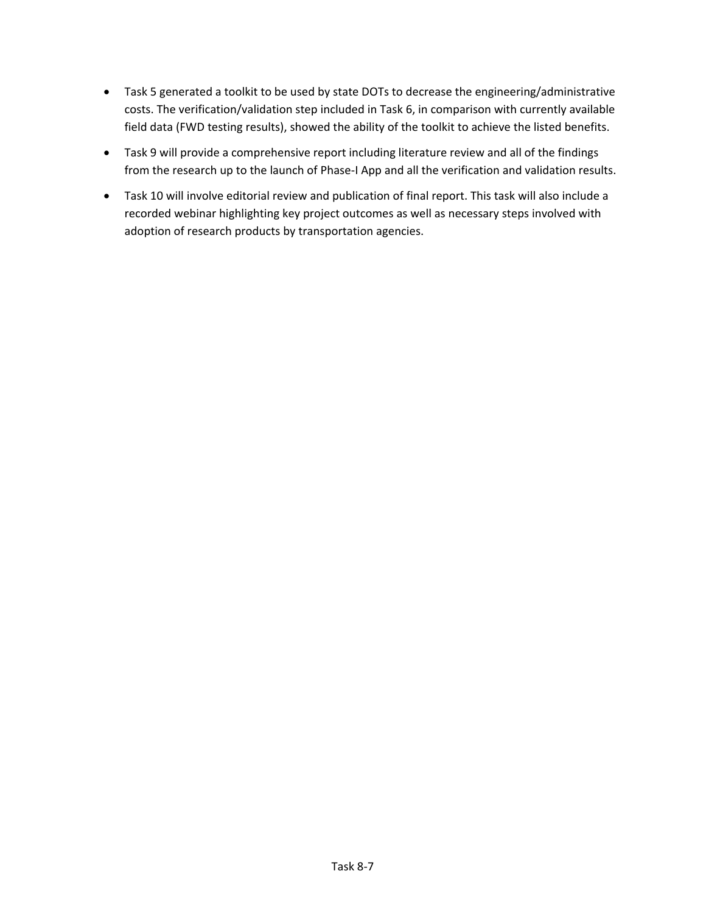- Task 5 generated a toolkit to be used by state DOTs to decrease the engineering/administrative costs. The verification/validation step included in Task 6, in comparison with currently available field data (FWD testing results), showed the ability of the toolkit to achieve the listed benefits.
- Task 9 will provide a comprehensive report including literature review and all of the findings from the research up to the launch of Phase-I App and all the verification and validation results.
- Task 10 will involve editorial review and publication of final report. This task will also include a recorded webinar highlighting key project outcomes as well as necessary steps involved with adoption of research products by transportation agencies.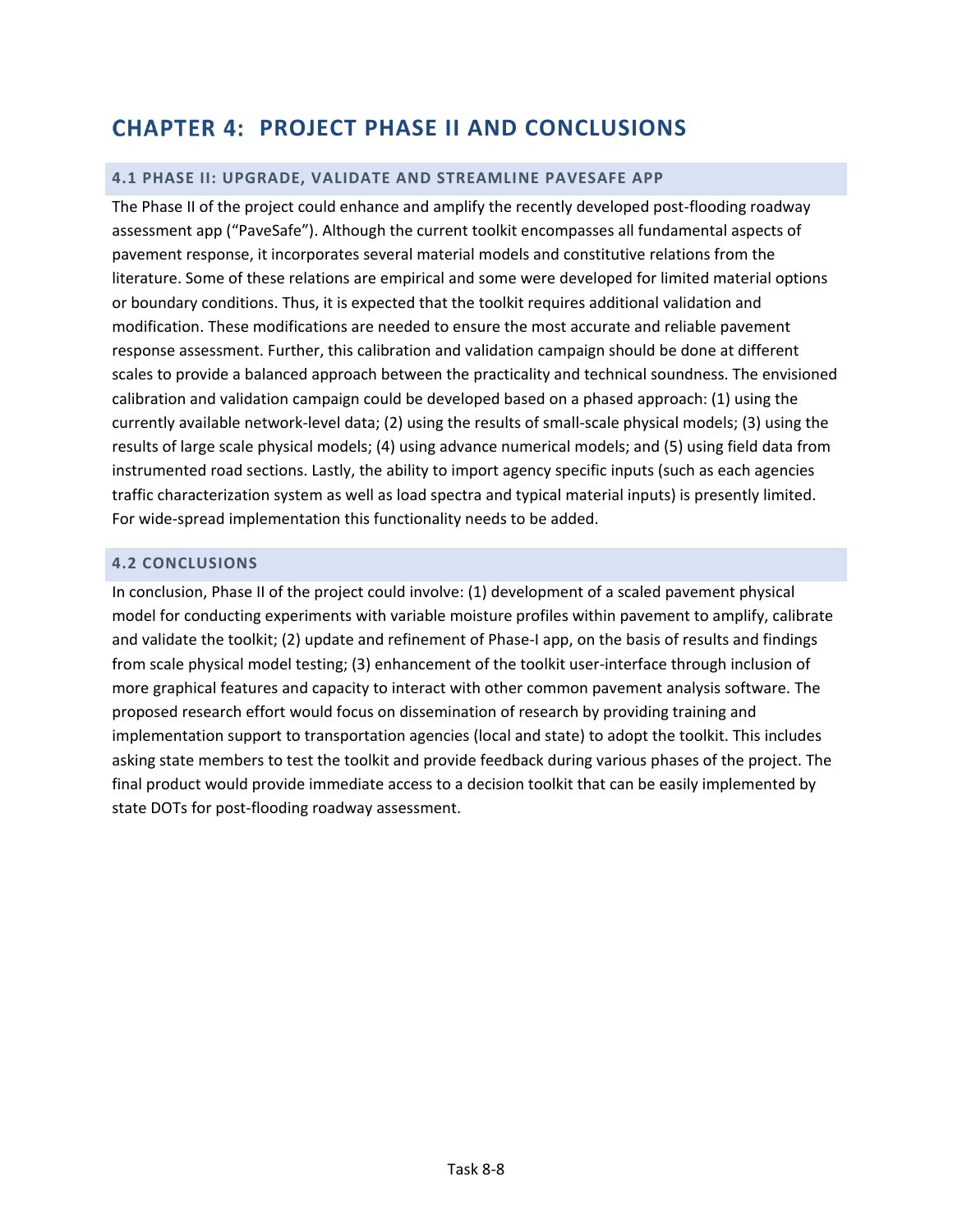# CHAPTER 4: PROJECT PHASE II AND CONCLUSIONS

## 4.1 PHASE II: UPGRADE, VALIDATE AND STREAMLINE PAVESAFE APP

The Phase II of the project could enhance and amplify the recently developed post-flooding roadway assessment app ("PaveSafe"). Although the current toolkit encompasses all fundamental aspects of pavement response, it incorporates several material models and constitutive relations from the literature. Some of these relations are empirical and some were developed for limited material options or boundary conditions. Thus, it is expected that the toolkit requires additional validation and modification. These modifications are needed to ensure the most accurate and reliable pavement response assessment. Further, this calibration and validation campaign should be done at different scales to provide a balanced approach between the practicality and technical soundness. The envisioned calibration and validation campaign could be developed based on a phased approach: (1) using the currently available network-level data; (2) using the results of small-scale physical models; (3) using the results of large scale physical models; (4) using advance numerical models; and (5) using field data from instrumented road sections. Lastly, the ability to import agency specific inputs (such as each agencies traffic characterization system as well as load spectra and typical material inputs) is presently limited. For wide-spread implementation this functionality needs to be added.

## 4.2 CONCLUSIONS

In conclusion, Phase II of the project could involve: (1) development of a scaled pavement physical model for conducting experiments with variable moisture profiles within pavement to amplify, calibrate and validate the toolkit; (2) update and refinement of Phase-I app, on the basis of results and findings from scale physical model testing; (3) enhancement of the toolkit user-interface through inclusion of more graphical features and capacity to interact with other common pavement analysis software. The proposed research effort would focus on dissemination of research by providing training and implementation support to transportation agencies (local and state) to adopt the toolkit. This includes asking state members to test the toolkit and provide feedback during various phases of the project. The final product would provide immediate access to a decision toolkit that can be easily implemented by state DOTs for post-flooding roadway assessment.